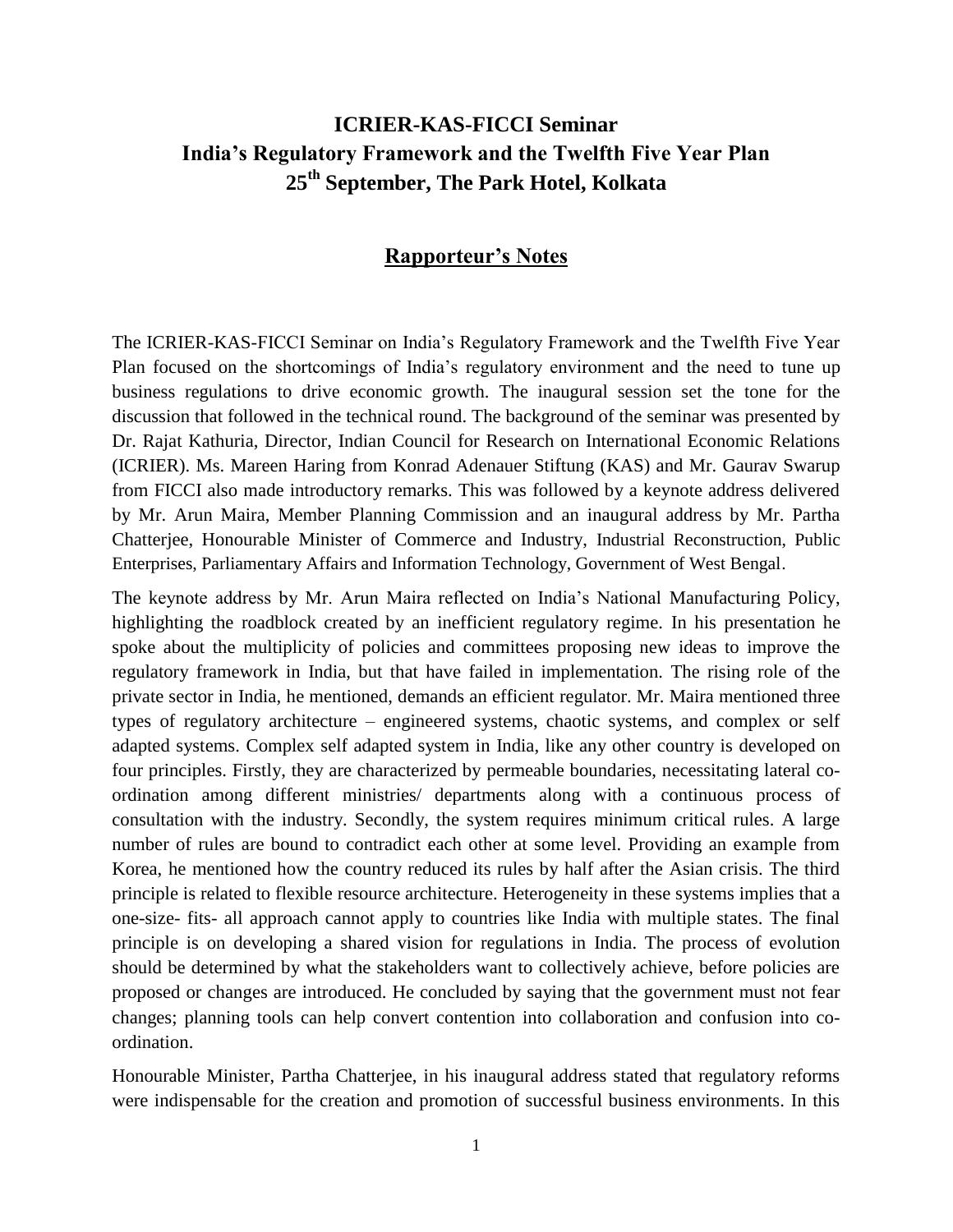# ICRIER-KAS-FICCI Seminar
# India's Regulatory Framework and the Twelfth Five Year Plan
# 25th September, The Park Hotel, Kolkata

## Rapporteur's Notes

The ICRIER-KAS-FICCI Seminar on India's Regulatory Framework and the Twelfth Five Year Plan focused on the shortcomings of India's regulatory environment and the need to tune up business regulations to drive economic growth. The inaugural session set the tone for the discussion that followed in the technical round. The background of the seminar was presented by Dr. Rajat Kathuria, Director, Indian Council for Research on International Economic Relations (ICRIER). Ms. Mareen Haring from Konrad Adenauer Stiftung (KAS) and Mr. Gaurav Swarup from FICCI also made introductory remarks. This was followed by a keynote address delivered by Mr. Arun Maira, Member Planning Commission and an inaugural address by Mr. Partha Chatterjee, Honourable Minister of Commerce and Industry, Industrial Reconstruction, Public Enterprises, Parliamentary Affairs and Information Technology, Government of West Bengal.

The keynote address by Mr. Arun Maira reflected on India's National Manufacturing Policy, highlighting the roadblock created by an inefficient regulatory regime. In his presentation he spoke about the multiplicity of policies and committees proposing new ideas to improve the regulatory framework in India, but that have failed in implementation. The rising role of the private sector in India, he mentioned, demands an efficient regulator. Mr. Maira mentioned three types of regulatory architecture – engineered systems, chaotic systems, and complex or self adapted systems. Complex self adapted system in India, like any other country is developed on four principles. Firstly, they are characterized by permeable boundaries, necessitating lateral co-ordination among different ministries/ departments along with a continuous process of consultation with the industry. Secondly, the system requires minimum critical rules. A large number of rules are bound to contradict each other at some level. Providing an example from Korea, he mentioned how the country reduced its rules by half after the Asian crisis. The third principle is related to flexible resource architecture. Heterogeneity in these systems implies that a one-size- fits- all approach cannot apply to countries like India with multiple states. The final principle is on developing a shared vision for regulations in India. The process of evolution should be determined by what the stakeholders want to collectively achieve, before policies are proposed or changes are introduced. He concluded by saying that the government must not fear changes; planning tools can help convert contention into collaboration and confusion into co-ordination.

Honourable Minister, Partha Chatterjee, in his inaugural address stated that regulatory reforms were indispensable for the creation and promotion of successful business environments. In this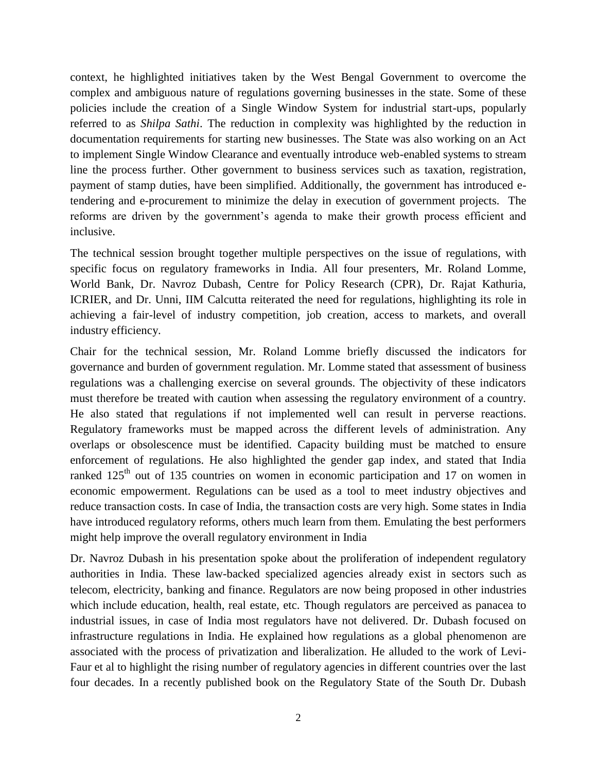context, he highlighted initiatives taken by the West Bengal Government to overcome the complex and ambiguous nature of regulations governing businesses in the state. Some of these policies include the creation of a Single Window System for industrial start-ups, popularly referred to as *Shilpa Sathi*. The reduction in complexity was highlighted by the reduction in documentation requirements for starting new businesses. The State was also working on an Act to implement Single Window Clearance and eventually introduce web-enabled systems to stream line the process further. Other government to business services such as taxation, registration, payment of stamp duties, have been simplified. Additionally, the government has introduced e-tendering and e-procurement to minimize the delay in execution of government projects. The reforms are driven by the government's agenda to make their growth process efficient and inclusive.

The technical session brought together multiple perspectives on the issue of regulations, with specific focus on regulatory frameworks in India. All four presenters, Mr. Roland Lomme, World Bank, Dr. Navroz Dubash, Centre for Policy Research (CPR), Dr. Rajat Kathuria, ICRIER, and Dr. Unni, IIM Calcutta reiterated the need for regulations, highlighting its role in achieving a fair-level of industry competition, job creation, access to markets, and overall industry efficiency.

Chair for the technical session, Mr. Roland Lomme briefly discussed the indicators for governance and burden of government regulation. Mr. Lomme stated that assessment of business regulations was a challenging exercise on several grounds. The objectivity of these indicators must therefore be treated with caution when assessing the regulatory environment of a country. He also stated that regulations if not implemented well can result in perverse reactions. Regulatory frameworks must be mapped across the different levels of administration. Any overlaps or obsolescence must be identified. Capacity building must be matched to ensure enforcement of regulations. He also highlighted the gender gap index, and stated that India ranked 125th out of 135 countries on women in economic participation and 17 on women in economic empowerment. Regulations can be used as a tool to meet industry objectives and reduce transaction costs. In case of India, the transaction costs are very high. Some states in India have introduced regulatory reforms, others much learn from them. Emulating the best performers might help improve the overall regulatory environment in India

Dr. Navroz Dubash in his presentation spoke about the proliferation of independent regulatory authorities in India. These law-backed specialized agencies already exist in sectors such as telecom, electricity, banking and finance. Regulators are now being proposed in other industries which include education, health, real estate, etc. Though regulators are perceived as panacea to industrial issues, in case of India most regulators have not delivered. Dr. Dubash focused on infrastructure regulations in India. He explained how regulations as a global phenomenon are associated with the process of privatization and liberalization. He alluded to the work of Levi-Faur et al to highlight the rising number of regulatory agencies in different countries over the last four decades. In a recently published book on the Regulatory State of the South Dr. Dubash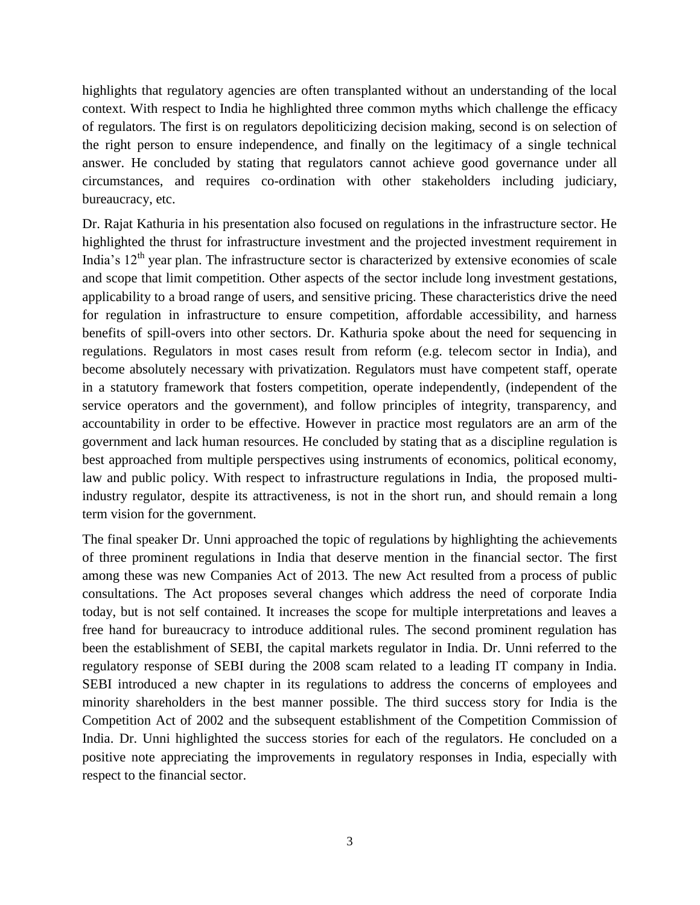highlights that regulatory agencies are often transplanted without an understanding of the local context. With respect to India he highlighted three common myths which challenge the efficacy of regulators. The first is on regulators depoliticizing decision making, second is on selection of the right person to ensure independence, and finally on the legitimacy of a single technical answer. He concluded by stating that regulators cannot achieve good governance under all circumstances, and requires co-ordination with other stakeholders including judiciary, bureaucracy, etc.

Dr. Rajat Kathuria in his presentation also focused on regulations in the infrastructure sector. He highlighted the thrust for infrastructure investment and the projected investment requirement in India's 12th year plan. The infrastructure sector is characterized by extensive economies of scale and scope that limit competition. Other aspects of the sector include long investment gestations, applicability to a broad range of users, and sensitive pricing. These characteristics drive the need for regulation in infrastructure to ensure competition, affordable accessibility, and harness benefits of spill-overs into other sectors. Dr. Kathuria spoke about the need for sequencing in regulations. Regulators in most cases result from reform (e.g. telecom sector in India), and become absolutely necessary with privatization. Regulators must have competent staff, operate in a statutory framework that fosters competition, operate independently, (independent of the service operators and the government), and follow principles of integrity, transparency, and accountability in order to be effective. However in practice most regulators are an arm of the government and lack human resources. He concluded by stating that as a discipline regulation is best approached from multiple perspectives using instruments of economics, political economy, law and public policy. With respect to infrastructure regulations in India, the proposed multi-industry regulator, despite its attractiveness, is not in the short run, and should remain a long term vision for the government.

The final speaker Dr. Unni approached the topic of regulations by highlighting the achievements of three prominent regulations in India that deserve mention in the financial sector. The first among these was new Companies Act of 2013. The new Act resulted from a process of public consultations. The Act proposes several changes which address the need of corporate India today, but is not self contained. It increases the scope for multiple interpretations and leaves a free hand for bureaucracy to introduce additional rules. The second prominent regulation has been the establishment of SEBI, the capital markets regulator in India. Dr. Unni referred to the regulatory response of SEBI during the 2008 scam related to a leading IT company in India. SEBI introduced a new chapter in its regulations to address the concerns of employees and minority shareholders in the best manner possible. The third success story for India is the Competition Act of 2002 and the subsequent establishment of the Competition Commission of India. Dr. Unni highlighted the success stories for each of the regulators. He concluded on a positive note appreciating the improvements in regulatory responses in India, especially with respect to the financial sector.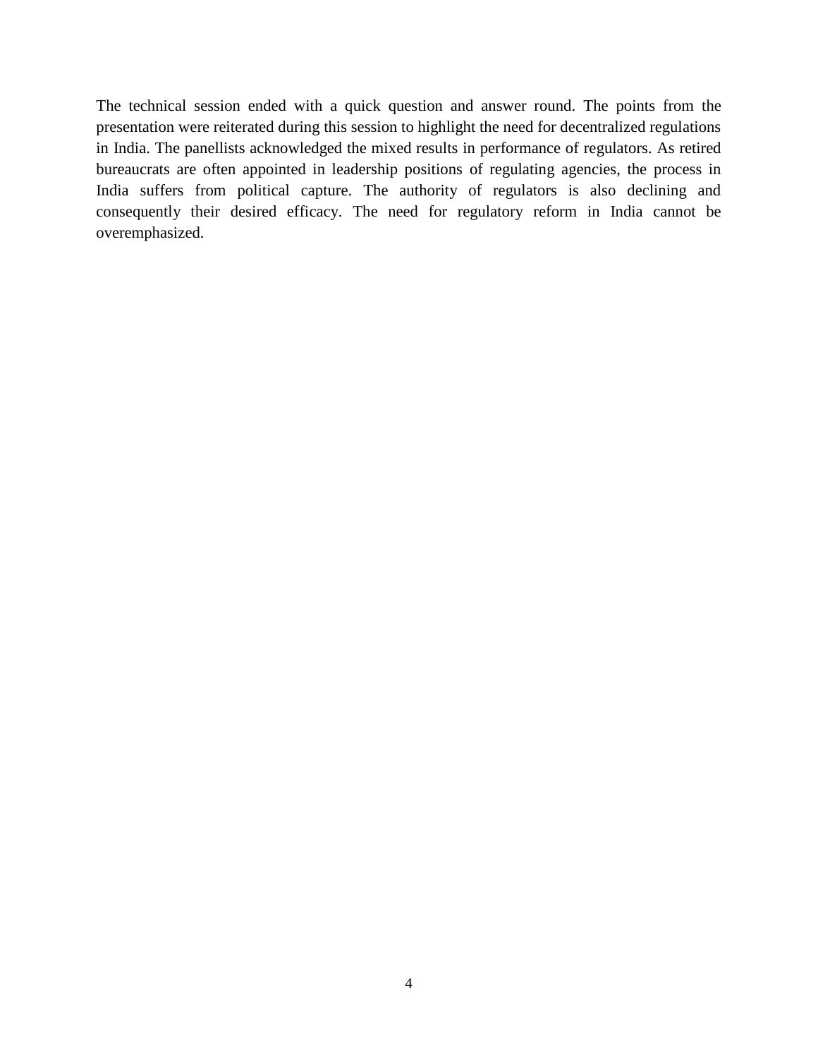The technical session ended with a quick question and answer round. The points from the presentation were reiterated during this session to highlight the need for decentralized regulations in India. The panellists acknowledged the mixed results in performance of regulators. As retired bureaucrats are often appointed in leadership positions of regulating agencies, the process in India suffers from political capture. The authority of regulators is also declining and consequently their desired efficacy. The need for regulatory reform in India cannot be overemphasized.